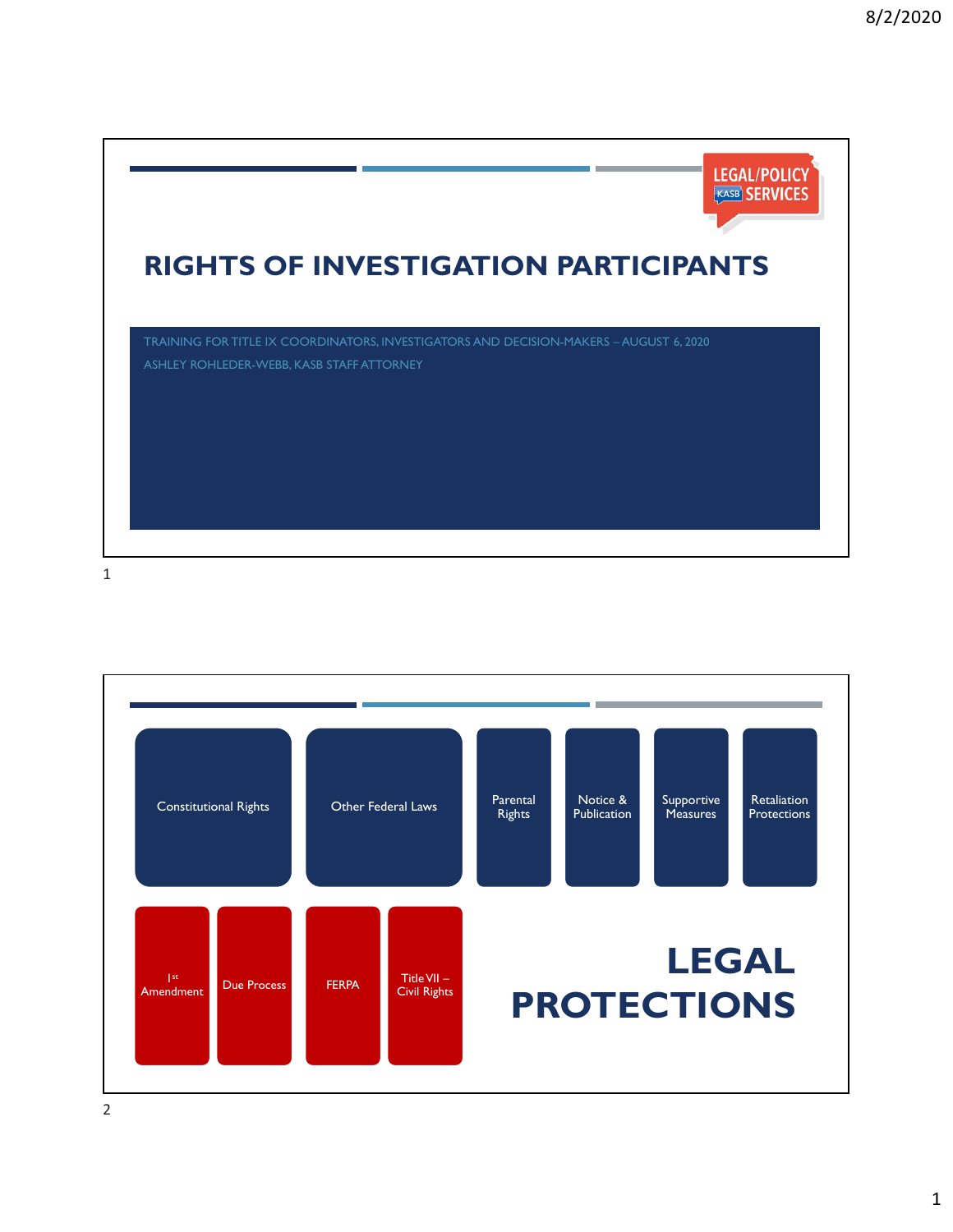# RIGHTS OF INVESTIGATION PARTICIPANTS

TRAINING FOR TITLE IX COORDINATORS, INVESTIGATORS AND DECISION-MAKERS – AUGUST 6, 2020

ASHLEY ROHLEDER-WEBB, KASB STAFF ATTORNEY

---

# LEGAL PROTECTIONS

- Constitutional Rights
  - 1st Amendment
  - Due Process
- Other Federal Laws
  - FERPA
  - Title VII – Civil Rights
- Parental Rights
- Notice & Publication
- Supportive Measures
- Retaliation Protections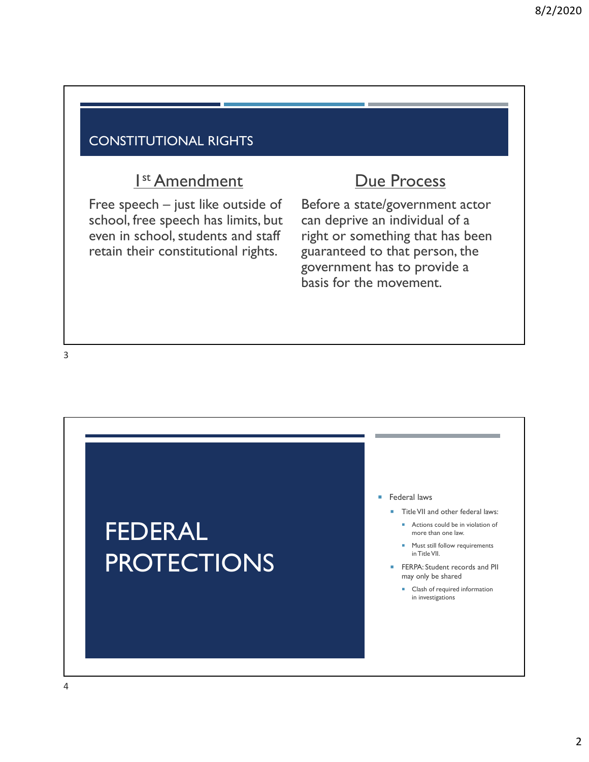## CONSTITUTIONAL RIGHTS

### 1st Amendment

Free speech – just like outside of school, free speech has limits, but even in school, students and staff retain their constitutional rights.

### Due Process

Before a state/government actor can deprive an individual of a right or something that has been guaranteed to that person, the government has to provide a basis for the movement.

## FEDERAL PROTECTIONS

- Federal laws
  - Title VII and other federal laws:
    - Actions could be in violation of more than one law.
    - Must still follow requirements in Title VII.
  - FERPA: Student records and PII may only be shared
    - Clash of required information in investigations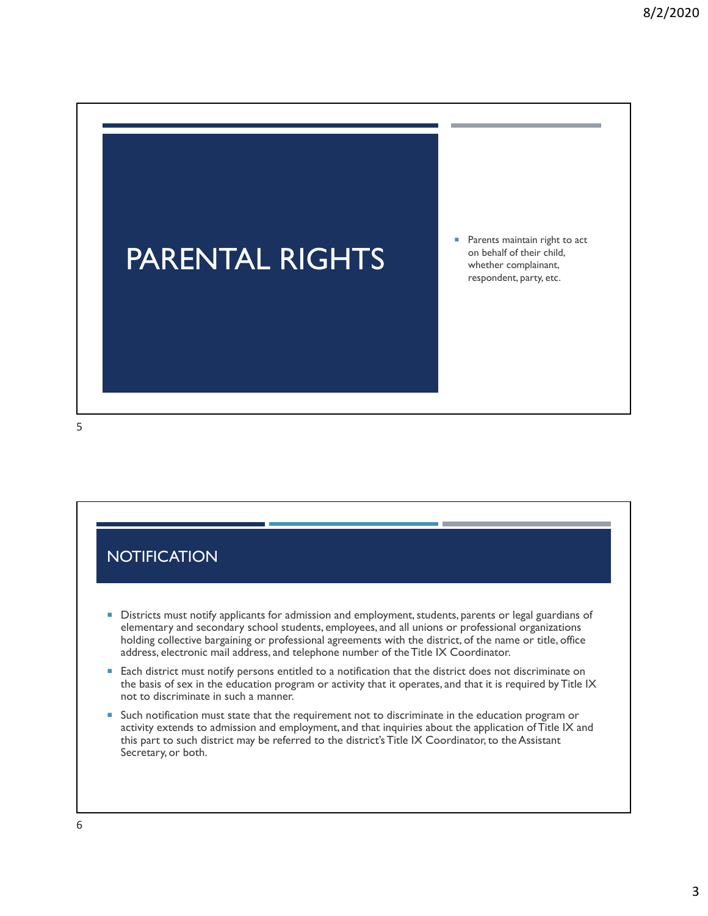## PARENTAL RIGHTS

- Parents maintain right to act on behalf of their child, whether complainant, respondent, party, etc.

## NOTIFICATION

- Districts must notify applicants for admission and employment, students, parents or legal guardians of elementary and secondary school students, employees, and all unions or professional organizations holding collective bargaining or professional agreements with the district, of the name or title, office address, electronic mail address, and telephone number of the Title IX Coordinator.
- Each district must notify persons entitled to a notification that the district does not discriminate on the basis of sex in the education program or activity that it operates, and that it is required by Title IX not to discriminate in such a manner.
- Such notification must state that the requirement not to discriminate in the education program or activity extends to admission and employment, and that inquiries about the application of Title IX and this part to such district may be referred to the district's Title IX Coordinator, to the Assistant Secretary, or both.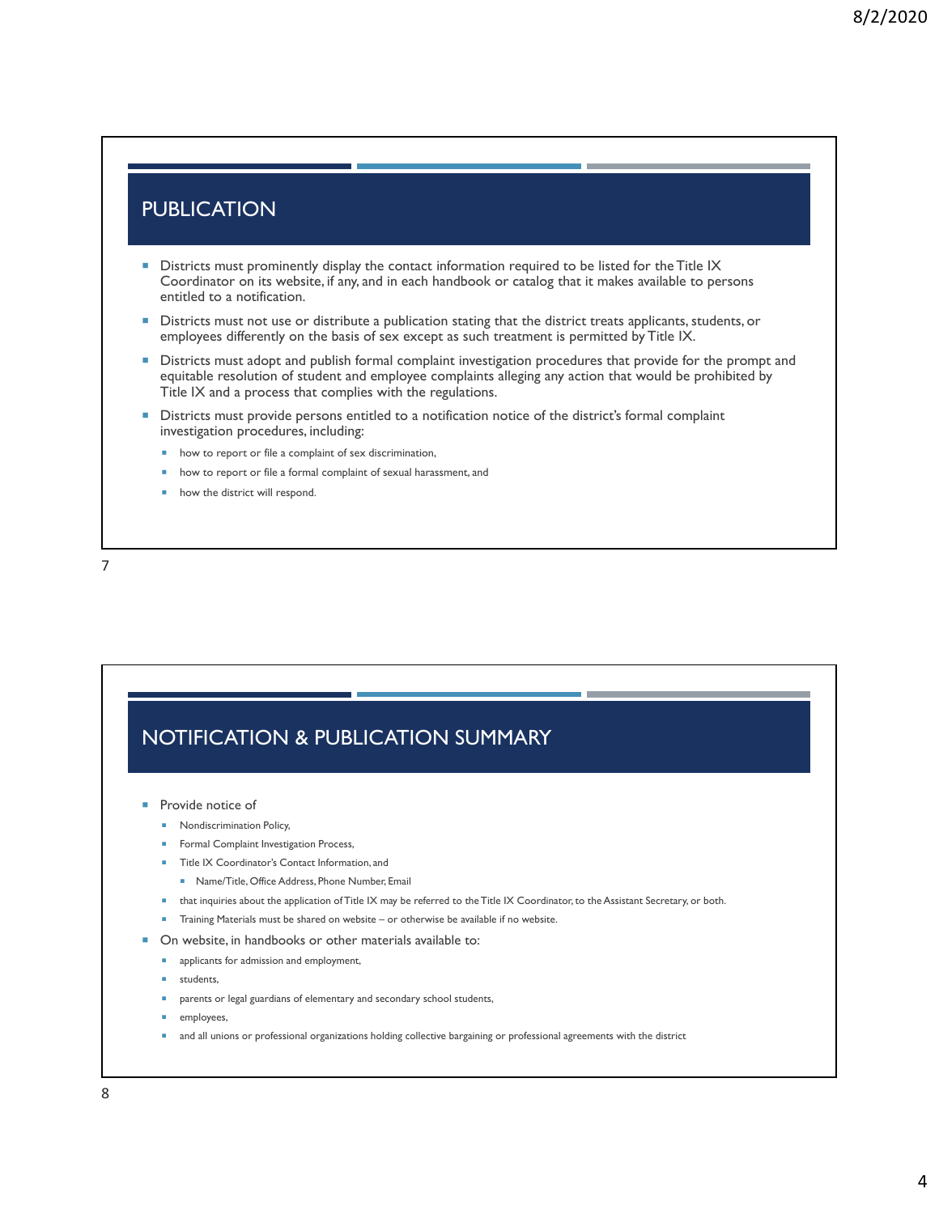## PUBLICATION

- Districts must prominently display the contact information required to be listed for the Title IX Coordinator on its website, if any, and in each handbook or catalog that it makes available to persons entitled to a notification.
- Districts must not use or distribute a publication stating that the district treats applicants, students, or employees differently on the basis of sex except as such treatment is permitted by Title IX.
- Districts must adopt and publish formal complaint investigation procedures that provide for the prompt and equitable resolution of student and employee complaints alleging any action that would be prohibited by Title IX and a process that complies with the regulations.
- Districts must provide persons entitled to a notification notice of the district's formal complaint investigation procedures, including:
  - how to report or file a complaint of sex discrimination,
  - how to report or file a formal complaint of sexual harassment, and
  - how the district will respond.

## NOTIFICATION & PUBLICATION SUMMARY

- Provide notice of
  - Nondiscrimination Policy,
  - Formal Complaint Investigation Process,
  - Title IX Coordinator's Contact Information, and
    - Name/Title, Office Address, Phone Number, Email
  - that inquiries about the application of Title IX may be referred to the Title IX Coordinator, to the Assistant Secretary, or both.
  - Training Materials must be shared on website – or otherwise be available if no website.
- On website, in handbooks or other materials available to:
  - applicants for admission and employment,
  - students,
  - parents or legal guardians of elementary and secondary school students,
  - employees,
  - and all unions or professional organizations holding collective bargaining or professional agreements with the district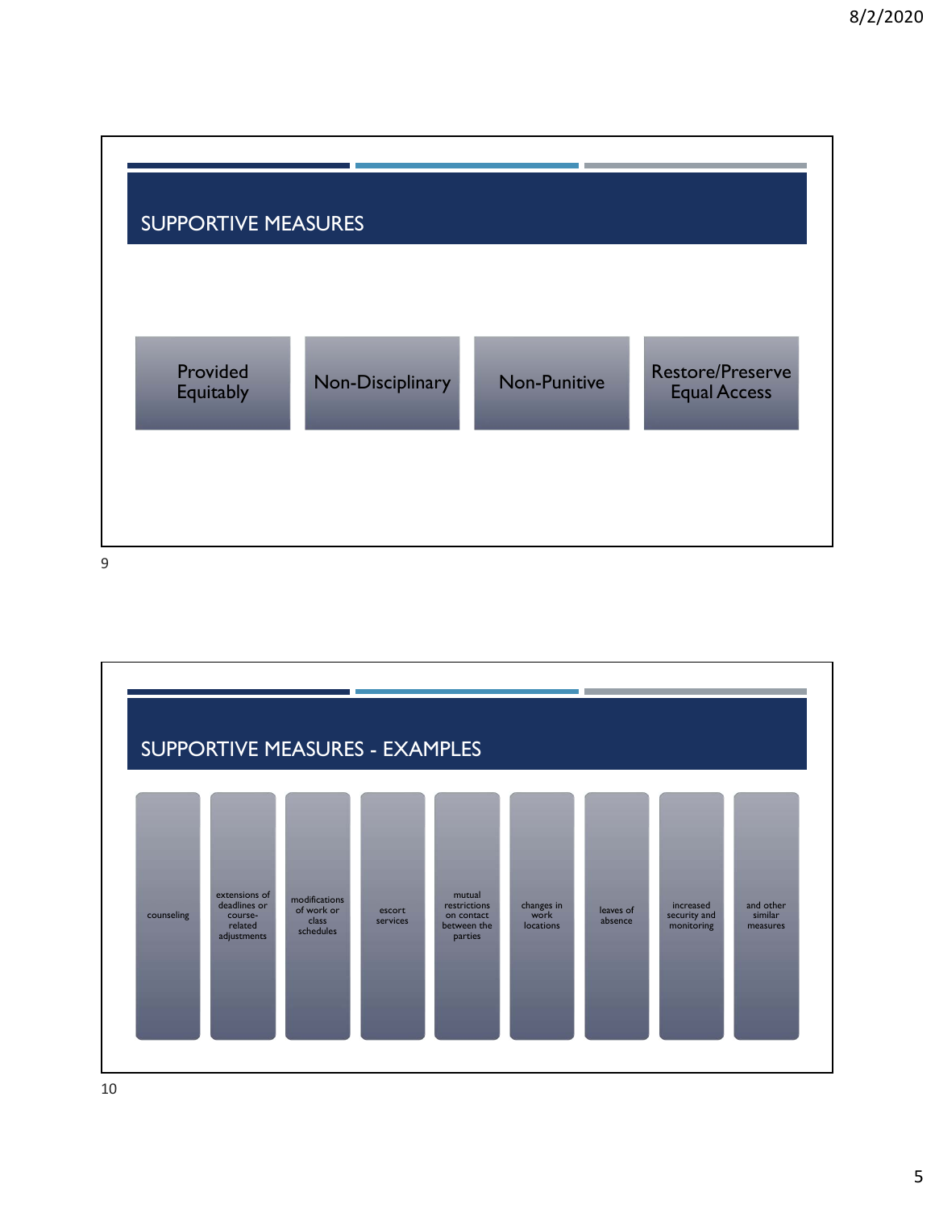## SUPPORTIVE MEASURES

- Provided Equitably
- Non-Disciplinary
- Non-Punitive
- Restore/Preserve Equal Access

## SUPPORTIVE MEASURES - EXAMPLES

- counseling
- extensions of deadlines or course-related adjustments
- modifications of work or class schedules
- escort services
- mutual restrictions on contact between the parties
- changes in work locations
- leaves of absence
- increased security and monitoring
- and other similar measures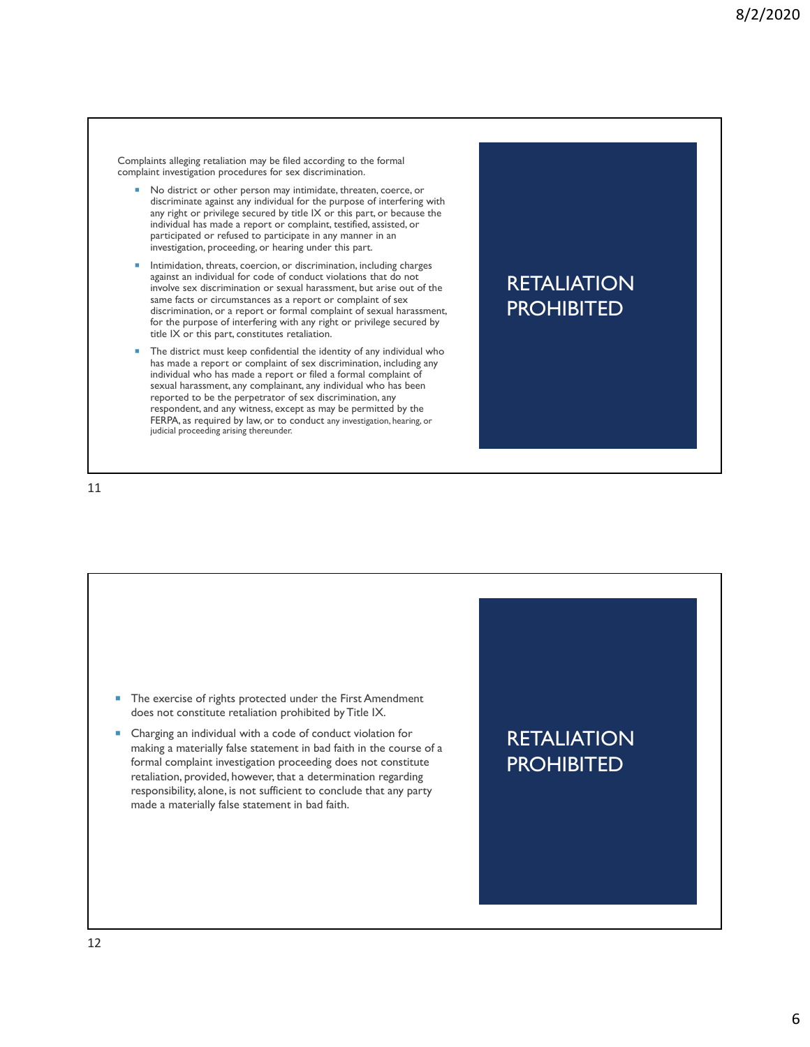## RETALIATION PROHIBITED

Complaints alleging retaliation may be filed according to the formal complaint investigation procedures for sex discrimination.

- No district or other person may intimidate, threaten, coerce, or discriminate against any individual for the purpose of interfering with any right or privilege secured by title IX or this part, or because the individual has made a report or complaint, testified, assisted, or participated or refused to participate in any manner in an investigation, proceeding, or hearing under this part.
- Intimidation, threats, coercion, or discrimination, including charges against an individual for code of conduct violations that do not involve sex discrimination or sexual harassment, but arise out of the same facts or circumstances as a report or complaint of sex discrimination, or a report or formal complaint of sexual harassment, for the purpose of interfering with any right or privilege secured by title IX or this part, constitutes retaliation.
- The district must keep confidential the identity of any individual who has made a report or complaint of sex discrimination, including any individual who has made a report or filed a formal complaint of sexual harassment, any complainant, any individual who has been reported to be the perpetrator of sex discrimination, any respondent, and any witness, except as may be permitted by the FERPA, as required by law, or to conduct any investigation, hearing, or judicial proceeding arising thereunder.

## RETALIATION PROHIBITED

- The exercise of rights protected under the First Amendment does not constitute retaliation prohibited by Title IX.
- Charging an individual with a code of conduct violation for making a materially false statement in bad faith in the course of a formal complaint investigation proceeding does not constitute retaliation, provided, however, that a determination regarding responsibility, alone, is not sufficient to conclude that any party made a materially false statement in bad faith.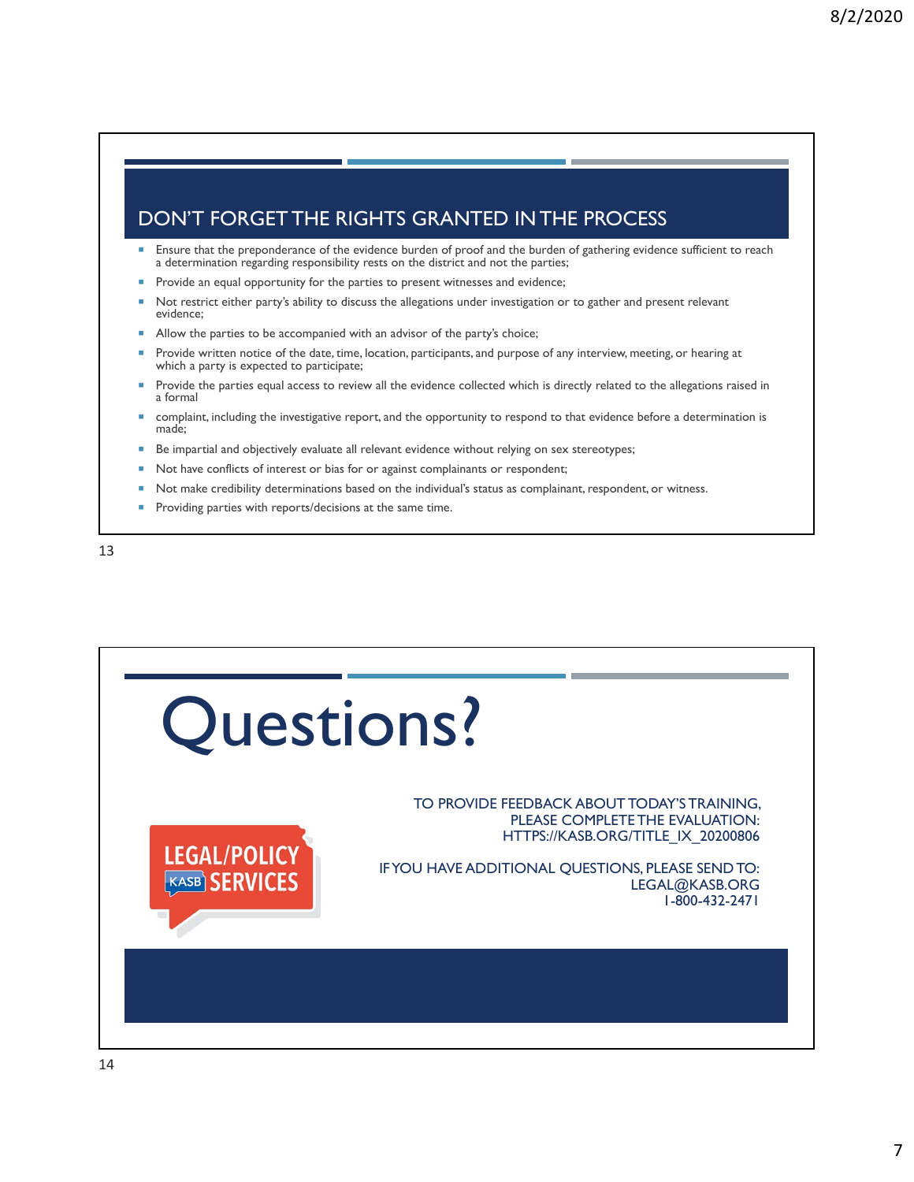## DON'T FORGET THE RIGHTS GRANTED IN THE PROCESS

- Ensure that the preponderance of the evidence burden of proof and the burden of gathering evidence sufficient to reach a determination regarding responsibility rests on the district and not the parties;
- Provide an equal opportunity for the parties to present witnesses and evidence;
- Not restrict either party's ability to discuss the allegations under investigation or to gather and present relevant evidence;
- Allow the parties to be accompanied with an advisor of the party's choice;
- Provide written notice of the date, time, location, participants, and purpose of any interview, meeting, or hearing at which a party is expected to participate;
- Provide the parties equal access to review all the evidence collected which is directly related to the allegations raised in a formal
- complaint, including the investigative report, and the opportunity to respond to that evidence before a determination is made;
- Be impartial and objectively evaluate all relevant evidence without relying on sex stereotypes;
- Not have conflicts of interest or bias for or against complainants or respondent;
- Not make credibility determinations based on the individual's status as complainant, respondent, or witness.
- Providing parties with reports/decisions at the same time.

# Questions?

LEGAL/POLICY KASB SERVICES

TO PROVIDE FEEDBACK ABOUT TODAY'S TRAINING, PLEASE COMPLETE THE EVALUATION: HTTPS://KASB.ORG/TITLE_IX_20200806

IF YOU HAVE ADDITIONAL QUESTIONS, PLEASE SEND TO:
LEGAL@KASB.ORG
1-800-432-2471